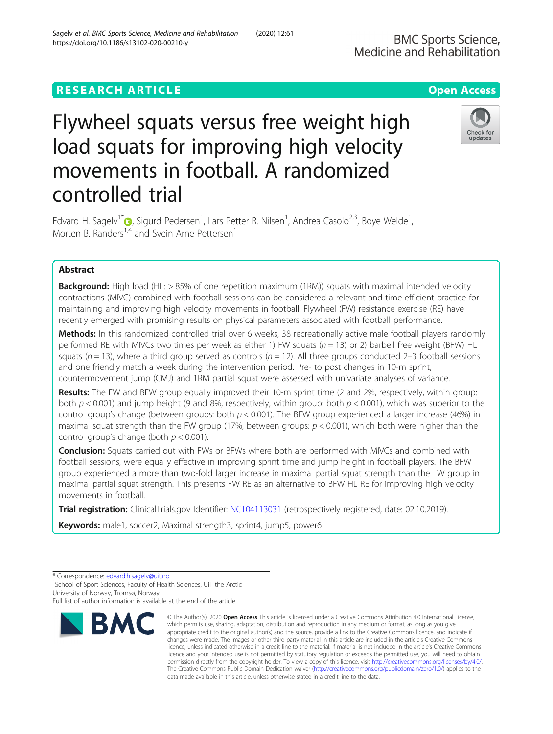RESEARCH ARTICLE

Open Access

# Flywheel squats versus free weight high load squats for improving high velocity movements in football. A randomized controlled trial

Edvard H. Sagelv[1*], Sigurd Pedersen[1], Lars Petter R. Nilsen[1], Andrea Casolo[2,3], Boye Welde[1], Morten B. Randers[1,4] and Svein Arne Pettersen[1]

## Abstract

**Background:** High load (HL: > 85% of one repetition maximum (1RM)) squats with maximal intended velocity contractions (MIVC) combined with football sessions can be considered a relevant and time-efficient practice for maintaining and improving high velocity movements in football. Flywheel (FW) resistance exercise (RE) have recently emerged with promising results on physical parameters associated with football performance.

**Methods:** In this randomized controlled trial over 6 weeks, 38 recreationally active male football players randomly performed RE with MIVCs two times per week as either 1) FW squats ($n = 13$) or 2) barbell free weight (BFW) HL squats ($n = 13$), where a third group served as controls ($n = 12$). All three groups conducted 2–3 football sessions and one friendly match a week during the intervention period. Pre- to post changes in 10-m sprint, countermovement jump (CMJ) and 1RM partial squat were assessed with univariate analyses of variance.

**Results:** The FW and BFW group equally improved their 10-m sprint time (2 and 2%, respectively, within group: both $p < 0.001$) and jump height (9 and 8%, respectively, within group: both $p < 0.001$), which was superior to the control group's change (between groups: both $p < 0.001$). The BFW group experienced a larger increase (46%) in maximal squat strength than the FW group (17%, between groups: $p < 0.001$), which both were higher than the control group's change (both $p < 0.001$).

**Conclusion:** Squats carried out with FWs or BFWs where both are performed with MIVCs and combined with football sessions, were equally effective in improving sprint time and jump height in football players. The BFW group experienced a more than two-fold larger increase in maximal partial squat strength than the FW group in maximal partial squat strength. This presents FW RE as an alternative to BFW HL RE for improving high velocity movements in football.

**Trial registration:** ClinicalTrials.gov Identifier: NCT04113031 (retrospectively registered, date: 02.10.2019).

**Keywords:** male1, soccer2, Maximal strength3, sprint4, jump5, power6

---

* Correspondence: edvard.h.sagelv@uit.no
[1]School of Sport Sciences, Faculty of Health Sciences, UiT the Arctic University of Norway, Tromsø, Norway
Full list of author information is available at the end of the article

© The Author(s). 2020 **Open Access** This article is licensed under a Creative Commons Attribution 4.0 International License, which permits use, sharing, adaptation, distribution and reproduction in any medium or format, as long as you give appropriate credit to the original author(s) and the source, provide a link to the Creative Commons licence, and indicate if changes were made. The images or other third party material in this article are included in the article's Creative Commons licence, unless indicated otherwise in a credit line to the material. If material is not included in the article's Creative Commons licence and your intended use is not permitted by statutory regulation or exceeds the permitted use, you will need to obtain permission directly from the copyright holder. To view a copy of this licence, visit http://creativecommons.org/licenses/by/4.0/. The Creative Commons Public Domain Dedication waiver (http://creativecommons.org/publicdomain/zero/1.0/) applies to the data made available in this article, unless otherwise stated in a credit line to the data.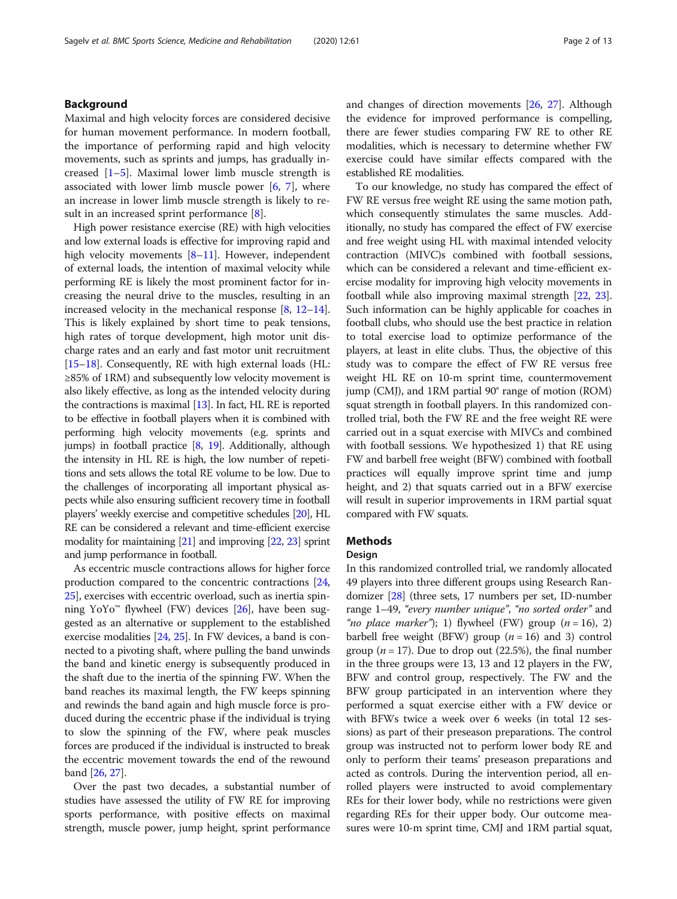## Background

Maximal and high velocity forces are considered decisive for human movement performance. In modern football, the importance of performing rapid and high velocity movements, such as sprints and jumps, has gradually increased [1–5]. Maximal lower limb muscle strength is associated with lower limb muscle power [6, 7], where an increase in lower limb muscle strength is likely to result in an increased sprint performance [8].

High power resistance exercise (RE) with high velocities and low external loads is effective for improving rapid and high velocity movements [8–11]. However, independent of external loads, the intention of maximal velocity while performing RE is likely the most prominent factor for increasing the neural drive to the muscles, resulting in an increased velocity in the mechanical response [8, 12–14]. This is likely explained by short time to peak tensions, high rates of torque development, high motor unit discharge rates and an early and fast motor unit recruitment [15–18]. Consequently, RE with high external loads (HL: ≥85% of 1RM) and subsequently low velocity movement is also likely effective, as long as the intended velocity during the contractions is maximal [13]. In fact, HL RE is reported to be effective in football players when it is combined with performing high velocity movements (e.g. sprints and jumps) in football practice [8, 19]. Additionally, although the intensity in HL RE is high, the low number of repetitions and sets allows the total RE volume to be low. Due to the challenges of incorporating all important physical aspects while also ensuring sufficient recovery time in football players' weekly exercise and competitive schedules [20], HL RE can be considered a relevant and time-efficient exercise modality for maintaining [21] and improving [22, 23] sprint and jump performance in football.

As eccentric muscle contractions allows for higher force production compared to the concentric contractions [24, 25], exercises with eccentric overload, such as inertia spinning YoYo™ flywheel (FW) devices [26], have been suggested as an alternative or supplement to the established exercise modalities [24, 25]. In FW devices, a band is connected to a pivoting shaft, where pulling the band unwinds the band and kinetic energy is subsequently produced in the shaft due to the inertia of the spinning FW. When the band reaches its maximal length, the FW keeps spinning and rewinds the band again and high muscle force is produced during the eccentric phase if the individual is trying to slow the spinning of the FW, where peak muscles forces are produced if the individual is instructed to break the eccentric movement towards the end of the rewound band [26, 27].

Over the past two decades, a substantial number of studies have assessed the utility of FW RE for improving sports performance, with positive effects on maximal strength, muscle power, jump height, sprint performance and changes of direction movements [26, 27]. Although the evidence for improved performance is compelling, there are fewer studies comparing FW RE to other RE modalities, which is necessary to determine whether FW exercise could have similar effects compared with the established RE modalities.

To our knowledge, no study has compared the effect of FW RE versus free weight RE using the same motion path, which consequently stimulates the same muscles. Additionally, no study has compared the effect of FW exercise and free weight using HL with maximal intended velocity contraction (MIVC)s combined with football sessions, which can be considered a relevant and time-efficient exercise modality for improving high velocity movements in football while also improving maximal strength [22, 23]. Such information can be highly applicable for coaches in football clubs, who should use the best practice in relation to total exercise load to optimize performance of the players, at least in elite clubs. Thus, the objective of this study was to compare the effect of FW RE versus free weight HL RE on 10-m sprint time, countermovement jump (CMJ), and 1RM partial 90° range of motion (ROM) squat strength in football players. In this randomized controlled trial, both the FW RE and the free weight RE were carried out in a squat exercise with MIVCs and combined with football sessions. We hypothesized 1) that RE using FW and barbell free weight (BFW) combined with football practices will equally improve sprint time and jump height, and 2) that squats carried out in a BFW exercise will result in superior improvements in 1RM partial squat compared with FW squats.

## Methods

### Design

In this randomized controlled trial, we randomly allocated 49 players into three different groups using Research Randomizer [28] (three sets, 17 numbers per set, ID-number range 1–49, *"every number unique"*, *"no sorted order"* and *"no place marker"*); 1) flywheel (FW) group ($n = 16$), 2) barbell free weight (BFW) group ($n = 16$) and 3) control group ($n = 17$). Due to drop out (22.5%), the final number in the three groups were 13, 13 and 12 players in the FW, BFW and control group, respectively. The FW and the BFW group participated in an intervention where they performed a squat exercise either with a FW device or with BFWs twice a week over 6 weeks (in total 12 sessions) as part of their preseason preparations. The control group was instructed not to perform lower body RE and only to perform their teams' preseason preparations and acted as controls. During the intervention period, all enrolled players were instructed to avoid complementary REs for their lower body, while no restrictions were given regarding REs for their upper body. Our outcome measures were 10-m sprint time, CMJ and 1RM partial squat,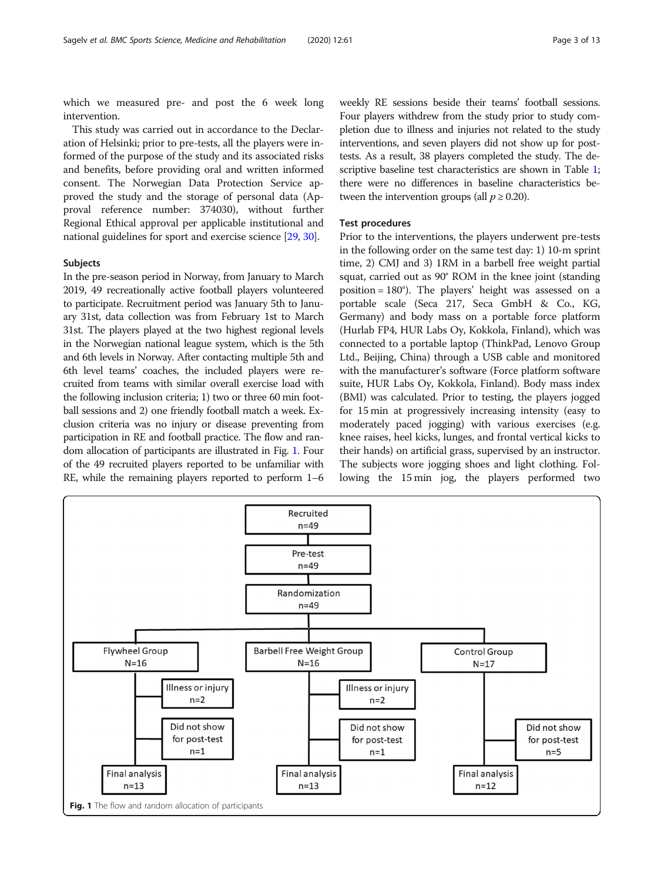which we measured pre- and post the 6 week long intervention.

This study was carried out in accordance to the Declaration of Helsinki; prior to pre-tests, all the players were informed of the purpose of the study and its associated risks and benefits, before providing oral and written informed consent. The Norwegian Data Protection Service approved the study and the storage of personal data (Approval reference number: 374030), without further Regional Ethical approval per applicable institutional and national guidelines for sport and exercise science [29, 30].

## Subjects

In the pre-season period in Norway, from January to March 2019, 49 recreationally active football players volunteered to participate. Recruitment period was January 5th to January 31st, data collection was from February 1st to March 31st. The players played at the two highest regional levels in the Norwegian national league system, which is the 5th and 6th levels in Norway. After contacting multiple 5th and 6th level teams' coaches, the included players were recruited from teams with similar overall exercise load with the following inclusion criteria; 1) two or three 60 min football sessions and 2) one friendly football match a week. Exclusion criteria was no injury or disease preventing from participation in RE and football practice. The flow and random allocation of participants are illustrated in Fig. 1. Four of the 49 recruited players reported to be unfamiliar with RE, while the remaining players reported to perform 1–6 weekly RE sessions beside their teams' football sessions. Four players withdrew from the study prior to study completion due to illness and injuries not related to the study interventions, and seven players did not show up for post-tests. As a result, 38 players completed the study. The descriptive baseline test characteristics are shown in Table 1; there were no differences in baseline characteristics between the intervention groups (all $p \geq 0.20$).

## Test procedures

Prior to the interventions, the players underwent pre-tests in the following order on the same test day: 1) 10-m sprint time, 2) CMJ and 3) 1RM in a barbell free weight partial squat, carried out as 90° ROM in the knee joint (standing position = 180°). The players' height was assessed on a portable scale (Seca 217, Seca GmbH & Co., KG, Germany) and body mass on a portable force platform (Hurlab FP4, HUR Labs Oy, Kokkola, Finland), which was connected to a portable laptop (ThinkPad, Lenovo Group Ltd., Beijing, China) through a USB cable and monitored with the manufacturer's software (Force platform software suite, HUR Labs Oy, Kokkola, Finland). Body mass index (BMI) was calculated. Prior to testing, the players jogged for 15 min at progressively increasing intensity (easy to moderately paced jogging) with various exercises (e.g. knee raises, heel kicks, lunges, and frontal vertical kicks to their hands) on artificial grass, supervised by an instructor. The subjects wore jogging shoes and light clothing. Following the 15 min jog, the players performed two

Recruited n=49 → Pre-test n=49 → Randomization n=49

- Flywheel Group N=16 — Illness or injury n=2; Did not show for post-test n=1; Final analysis n=13
- Barbell Free Weight Group N=16 — Illness or injury n=2; Did not show for post-test n=1; Final analysis n=13
- Control Group N=17 — Did not show for post-test n=5; Final analysis n=12

**Fig. 1** The flow and random allocation of participants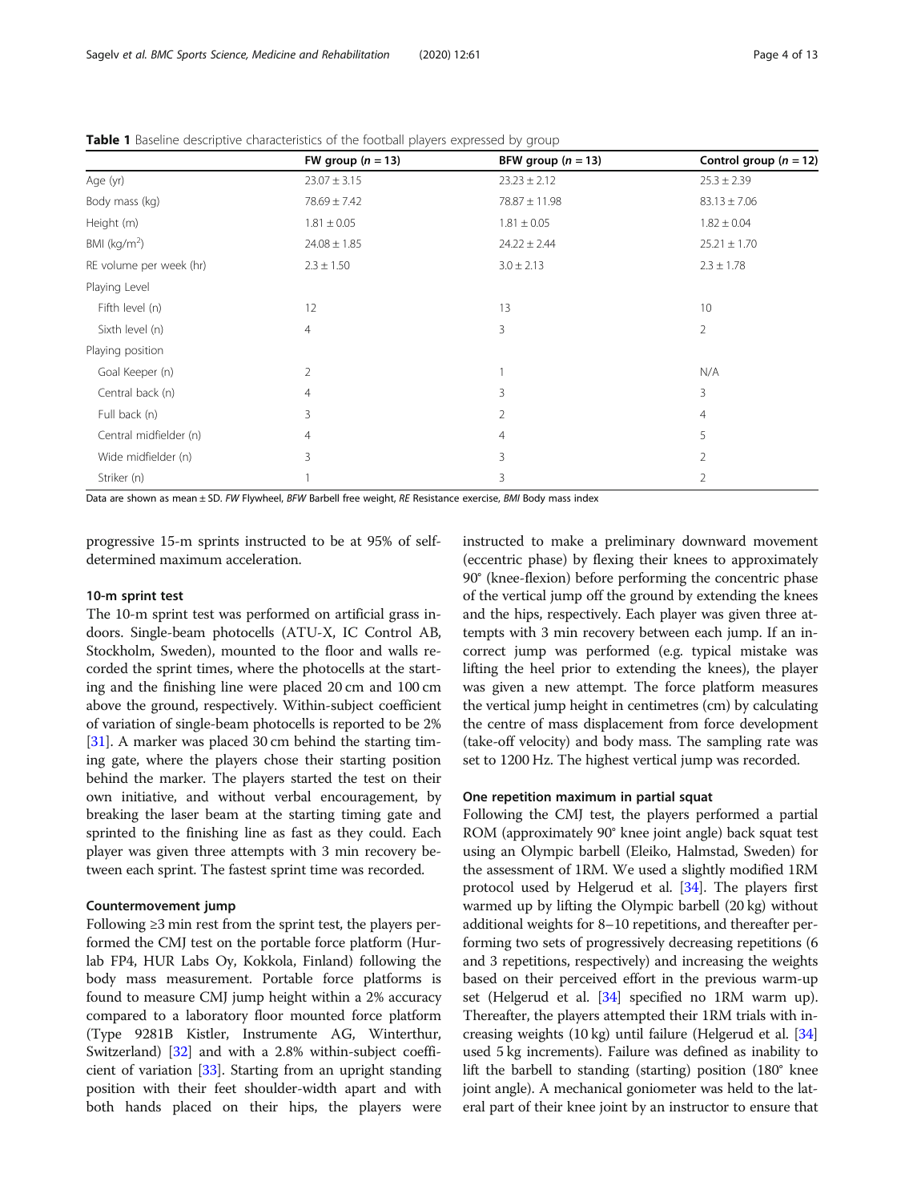**Table 1** Baseline descriptive characteristics of the football players expressed by group

| | FW group ($n$ = 13) | BFW group ($n$ = 13) | Control group ($n$ = 12) |
|---|---|---|---|
| Age (yr) | 23.07 ± 3.15 | 23.23 ± 2.12 | 25.3 ± 2.39 |
| Body mass (kg) | 78.69 ± 7.42 | 78.87 ± 11.98 | 83.13 ± 7.06 |
| Height (m) | 1.81 ± 0.05 | 1.81 ± 0.05 | 1.82 ± 0.04 |
| BMI (kg/m$^2$) | 24.08 ± 1.85 | 24.22 ± 2.44 | 25.21 ± 1.70 |
| RE volume per week (hr) | 2.3 ± 1.50 | 3.0 ± 2.13 | 2.3 ± 1.78 |
| Playing Level | | | |
| Fifth level (n) | 12 | 13 | 10 |
| Sixth level (n) | 4 | 3 | 2 |
| Playing position | | | |
| Goal Keeper (n) | 2 | 1 | N/A |
| Central back (n) | 4 | 3 | 3 |
| Full back (n) | 3 | 2 | 4 |
| Central midfielder (n) | 4 | 4 | 5 |
| Wide midfielder (n) | 3 | 3 | 2 |
| Striker (n) | 1 | 3 | 2 |

Data are shown as mean ± SD. *FW* Flywheel, *BFW* Barbell free weight, *RE* Resistance exercise, *BMI* Body mass index

progressive 15-m sprints instructed to be at 95% of self-determined maximum acceleration.

#### 10-m sprint test

The 10-m sprint test was performed on artificial grass indoors. Single-beam photocells (ATU-X, IC Control AB, Stockholm, Sweden), mounted to the floor and walls recorded the sprint times, where the photocells at the starting and the finishing line were placed 20 cm and 100 cm above the ground, respectively. Within-subject coefficient of variation of single-beam photocells is reported to be 2% [31]. A marker was placed 30 cm behind the starting timing gate, where the players chose their starting position behind the marker. The players started the test on their own initiative, and without verbal encouragement, by breaking the laser beam at the starting timing gate and sprinted to the finishing line as fast as they could. Each player was given three attempts with 3 min recovery between each sprint. The fastest sprint time was recorded.

#### Countermovement jump

Following ≥3 min rest from the sprint test, the players performed the CMJ test on the portable force platform (Hurlab FP4, HUR Labs Oy, Kokkola, Finland) following the body mass measurement. Portable force platforms is found to measure CMJ jump height within a 2% accuracy compared to a laboratory floor mounted force platform (Type 9281B Kistler, Instrumente AG, Winterthur, Switzerland) [32] and with a 2.8% within-subject coefficient of variation [33]. Starting from an upright standing position with their feet shoulder-width apart and with both hands placed on their hips, the players were instructed to make a preliminary downward movement (eccentric phase) by flexing their knees to approximately 90° (knee-flexion) before performing the concentric phase of the vertical jump off the ground by extending the knees and the hips, respectively. Each player was given three attempts with 3 min recovery between each jump. If an incorrect jump was performed (e.g. typical mistake was lifting the heel prior to extending the knees), the player was given a new attempt. The force platform measures the vertical jump height in centimetres (cm) by calculating the centre of mass displacement from force development (take-off velocity) and body mass. The sampling rate was set to 1200 Hz. The highest vertical jump was recorded.

#### One repetition maximum in partial squat

Following the CMJ test, the players performed a partial ROM (approximately 90° knee joint angle) back squat test using an Olympic barbell (Eleiko, Halmstad, Sweden) for the assessment of 1RM. We used a slightly modified 1RM protocol used by Helgerud et al. [34]. The players first warmed up by lifting the Olympic barbell (20 kg) without additional weights for 8–10 repetitions, and thereafter performing two sets of progressively decreasing repetitions (6 and 3 repetitions, respectively) and increasing the weights based on their perceived effort in the previous warm-up set (Helgerud et al. [34] specified no 1RM warm up). Thereafter, the players attempted their 1RM trials with increasing weights (10 kg) until failure (Helgerud et al. [34] used 5 kg increments). Failure was defined as inability to lift the barbell to standing (starting) position (180° knee joint angle). A mechanical goniometer was held to the lateral part of their knee joint by an instructor to ensure that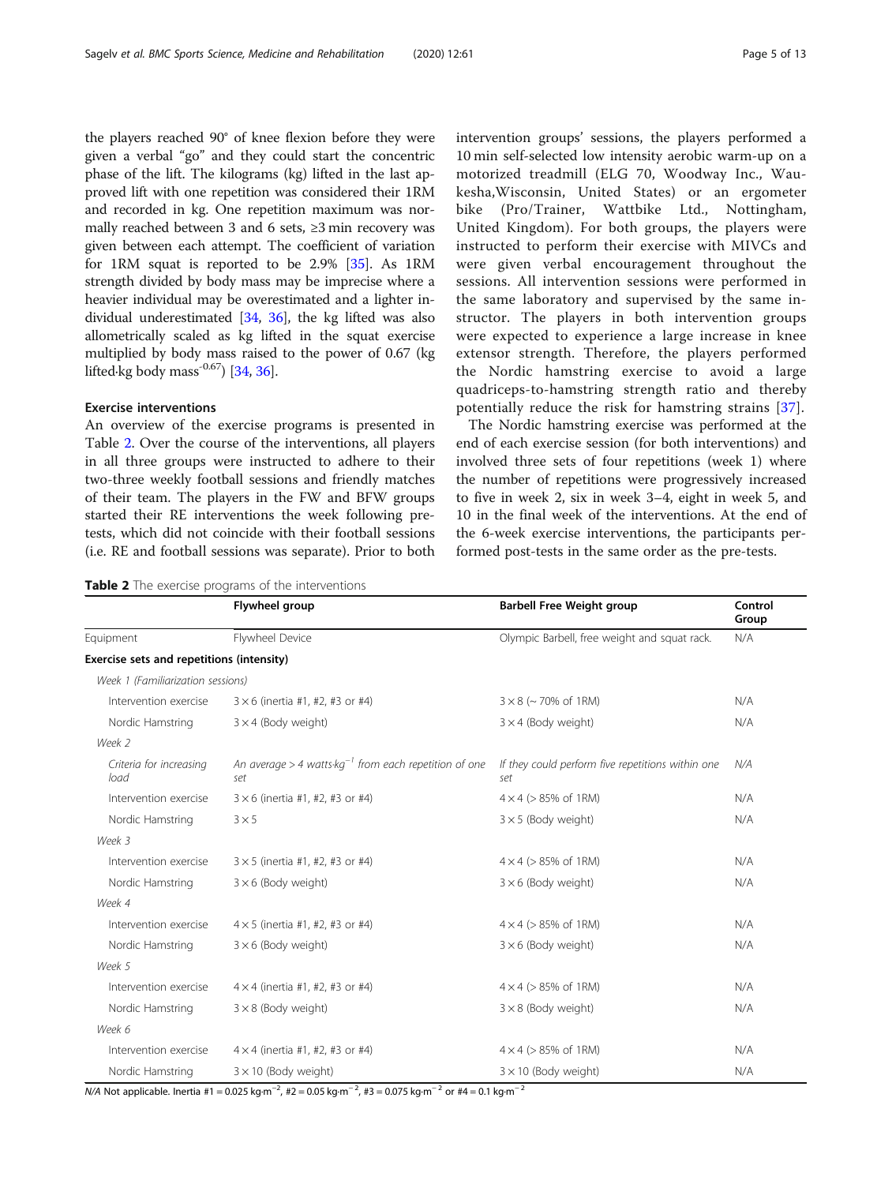the players reached 90° of knee flexion before they were given a verbal "go" and they could start the concentric phase of the lift. The kilograms (kg) lifted in the last approved lift with one repetition was considered their 1RM and recorded in kg. One repetition maximum was normally reached between 3 and 6 sets, ≥3 min recovery was given between each attempt. The coefficient of variation for 1RM squat is reported to be 2.9% [35]. As 1RM strength divided by body mass may be imprecise where a heavier individual may be overestimated and a lighter individual underestimated [34, 36], the kg lifted was also allometrically scaled as kg lifted in the squat exercise multiplied by body mass raised to the power of 0.67 (kg lifted·kg body mass$^{-0.67}$) [34, 36].

### Exercise interventions

An overview of the exercise programs is presented in Table 2. Over the course of the interventions, all players in all three groups were instructed to adhere to their two-three weekly football sessions and friendly matches of their team. The players in the FW and BFW groups started their RE interventions the week following pretests, which did not coincide with their football sessions (i.e. RE and football sessions was separate). Prior to both intervention groups' sessions, the players performed a 10 min self-selected low intensity aerobic warm-up on a motorized treadmill (ELG 70, Woodway Inc., Waukesha,Wisconsin, United States) or an ergometer bike (Pro/Trainer, Wattbike Ltd., Nottingham, United Kingdom). For both groups, the players were instructed to perform their exercise with MIVCs and were given verbal encouragement throughout the sessions. All intervention sessions were performed in the same laboratory and supervised by the same instructor. The players in both intervention groups were expected to experience a large increase in knee extensor strength. Therefore, the players performed the Nordic hamstring exercise to avoid a large quadriceps-to-hamstring strength ratio and thereby potentially reduce the risk for hamstring strains [37].

The Nordic hamstring exercise was performed at the end of each exercise session (for both interventions) and involved three sets of four repetitions (week 1) where the number of repetitions were progressively increased to five in week 2, six in week 3–4, eight in week 5, and 10 in the final week of the interventions. At the end of the 6-week exercise interventions, the participants performed post-tests in the same order as the pre-tests.

**Table 2** The exercise programs of the interventions

| | Flywheel group | Barbell Free Weight group | Control Group |
|---|---|---|---|
| Equipment | Flywheel Device | Olympic Barbell, free weight and squat rack. | N/A |
| **Exercise sets and repetitions (intensity)** | | | |
| *Week 1 (Familiarization sessions)* | | | |
| Intervention exercise | 3 × 6 (inertia #1, #2, #3 or #4) | 3 × 8 (~ 70% of 1RM) | N/A |
| Nordic Hamstring | 3 × 4 (Body weight) | 3 × 4 (Body weight) | N/A |
| *Week 2* | | | |
| *Criteria for increasing load* | *An average > 4 watts·kg$^{-1}$ from each repetition of one set* | *If they could perform five repetitions within one set* | *N/A* |
| Intervention exercise | 3 × 6 (inertia #1, #2, #3 or #4) | 4 × 4 (> 85% of 1RM) | N/A |
| Nordic Hamstring | 3 × 5 | 3 × 5 (Body weight) | N/A |
| *Week 3* | | | |
| Intervention exercise | 3 × 5 (inertia #1, #2, #3 or #4) | 4 × 4 (> 85% of 1RM) | N/A |
| Nordic Hamstring | 3 × 6 (Body weight) | 3 × 6 (Body weight) | N/A |
| *Week 4* | | | |
| Intervention exercise | 4 × 5 (inertia #1, #2, #3 or #4) | 4 × 4 (> 85% of 1RM) | N/A |
| Nordic Hamstring | 3 × 6 (Body weight) | 3 × 6 (Body weight) | N/A |
| *Week 5* | | | |
| Intervention exercise | 4 × 4 (inertia #1, #2, #3 or #4) | 4 × 4 (> 85% of 1RM) | N/A |
| Nordic Hamstring | 3 × 8 (Body weight) | 3 × 8 (Body weight) | N/A |
| *Week 6* | | | |
| Intervention exercise | 4 × 4 (inertia #1, #2, #3 or #4) | 4 × 4 (> 85% of 1RM) | N/A |
| Nordic Hamstring | 3 × 10 (Body weight) | 3 × 10 (Body weight) | N/A |

*N/A* Not applicable. Inertia #1 = 0.025 kg·m$^{-2}$, #2 = 0.05 kg·m$^{-2}$, #3 = 0.075 kg·m$^{-2}$ or #4 = 0.1 kg·m$^{-2}$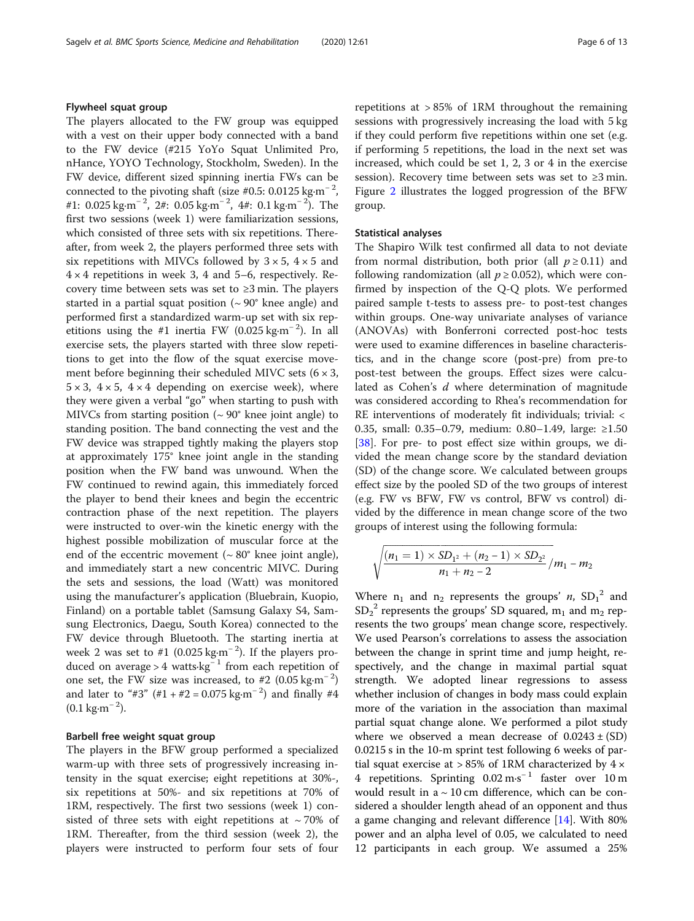### Flywheel squat group

The players allocated to the FW group was equipped with a vest on their upper body connected with a band to the FW device (#215 YoYo Squat Unlimited Pro, nHance, YOYO Technology, Stockholm, Sweden). In the FW device, different sized spinning inertia FWs can be connected to the pivoting shaft (size #0.5: 0.0125 $kg{\cdot}m^{-2}$, #1: 0.025 $kg{\cdot}m^{-2}$, 2#: 0.05 $kg{\cdot}m^{-2}$, 4#: 0.1 $kg{\cdot}m^{-2}$). The first two sessions (week 1) were familiarization sessions, which consisted of three sets with six repetitions. Thereafter, from week 2, the players performed three sets with six repetitions with MIVCs followed by 3 × 5, 4 × 5 and 4 × 4 repetitions in week 3, 4 and 5–6, respectively. Recovery time between sets was set to ≥3 min. The players started in a partial squat position (~ 90° knee angle) and performed first a standardized warm-up set with six repetitions using the #1 inertia FW (0.025 $kg{\cdot}m^{-2}$). In all exercise sets, the players started with three slow repetitions to get into the flow of the squat exercise movement before beginning their scheduled MIVC sets (6 × 3, 5 × 3, 4 × 5, 4 × 4 depending on exercise week), where they were given a verbal "go" when starting to push with MIVCs from starting position (~ 90° knee joint angle) to standing position. The band connecting the vest and the FW device was strapped tightly making the players stop at approximately 175° knee joint angle in the standing position when the FW band was unwound. When the FW continued to rewind again, this immediately forced the player to bend their knees and begin the eccentric contraction phase of the next repetition. The players were instructed to over-win the kinetic energy with the highest possible mobilization of muscular force at the end of the eccentric movement (~ 80° knee joint angle), and immediately start a new concentric MIVC. During the sets and sessions, the load (Watt) was monitored using the manufacturer's application (Bluebrain, Kuopio, Finland) on a portable tablet (Samsung Galaxy S4, Samsung Electronics, Daegu, South Korea) connected to the FW device through Bluetooth. The starting inertia at week 2 was set to #1 (0.025 $kg{\cdot}m^{-2}$). If the players produced on average > 4 $watts{\cdot}kg^{-1}$ from each repetition of one set, the FW size was increased, to #2 (0.05 $kg{\cdot}m^{-2}$) and later to "#3" (#1 + #2 = 0.075 $kg{\cdot}m^{-2}$) and finally #4 (0.1 $kg{\cdot}m^{-2}$).

### Barbell free weight squat group

The players in the BFW group performed a specialized warm-up with three sets of progressively increasing intensity in the squat exercise; eight repetitions at 30%-, six repetitions at 50%- and six repetitions at 70% of 1RM, respectively. The first two sessions (week 1) consisted of three sets with eight repetitions at ~ 70% of 1RM. Thereafter, from the third session (week 2), the players were instructed to perform four sets of four repetitions at > 85% of 1RM throughout the remaining sessions with progressively increasing the load with 5 kg if they could perform five repetitions within one set (e.g. if performing 5 repetitions, the load in the next set was increased, which could be set 1, 2, 3 or 4 in the exercise session). Recovery time between sets was set to ≥3 min. Figure 2 illustrates the logged progression of the BFW group.

### Statistical analyses

The Shapiro Wilk test confirmed all data to not deviate from normal distribution, both prior (all $p \geq 0.11$) and following randomization (all $p \geq 0.052$), which were confirmed by inspection of the Q-Q plots. We performed paired sample t-tests to assess pre- to post-test changes within groups. One-way univariate analyses of variance (ANOVAs) with Bonferroni corrected post-hoc tests were used to examine differences in baseline characteristics, and in the change score (post-pre) from pre-to post-test between the groups. Effect sizes were calculated as Cohen's *d* where determination of magnitude was considered according to Rhea's recommendation for RE interventions of moderately fit individuals; trivial: < 0.35, small: 0.35–0.79, medium: 0.80–1.49, large: ≥1.50 [38]. For pre- to post effect size within groups, we divided the mean change score by the standard deviation (SD) of the change score. We calculated between groups effect size by the pooled SD of the two groups of interest (e.g. FW vs BFW, FW vs control, BFW vs control) divided by the difference in mean change score of the two groups of interest using the following formula:

$$\sqrt{\frac{(n_1 = 1) \times SD_{1^2} + (n_2 - 1) \times SD_{2^2}}{n_1 + n_2 - 2}} / m_1 - m_2$$

Where $n_1$ and $n_2$ represents the groups' *n*, $SD_1^2$ and $SD_2^2$ represents the groups' SD squared, $m_1$ and $m_2$ represents the two groups' mean change score, respectively. We used Pearson's correlations to assess the association between the change in sprint time and jump height, respectively, and the change in maximal partial squat strength. We adopted linear regressions to assess whether inclusion of changes in body mass could explain more of the variation in the association than maximal partial squat change alone. We performed a pilot study where we observed a mean decrease of 0.0243 ± (SD) 0.0215 s in the 10-m sprint test following 6 weeks of partial squat exercise at > 85% of 1RM characterized by 4 × 4 repetitions. Sprinting 0.02 $m{\cdot}s^{-1}$ faster over 10 m would result in a ~ 10 cm difference, which can be considered a shoulder length ahead of an opponent and thus a game changing and relevant difference [14]. With 80% power and an alpha level of 0.05, we calculated to need 12 participants in each group. We assumed a 25%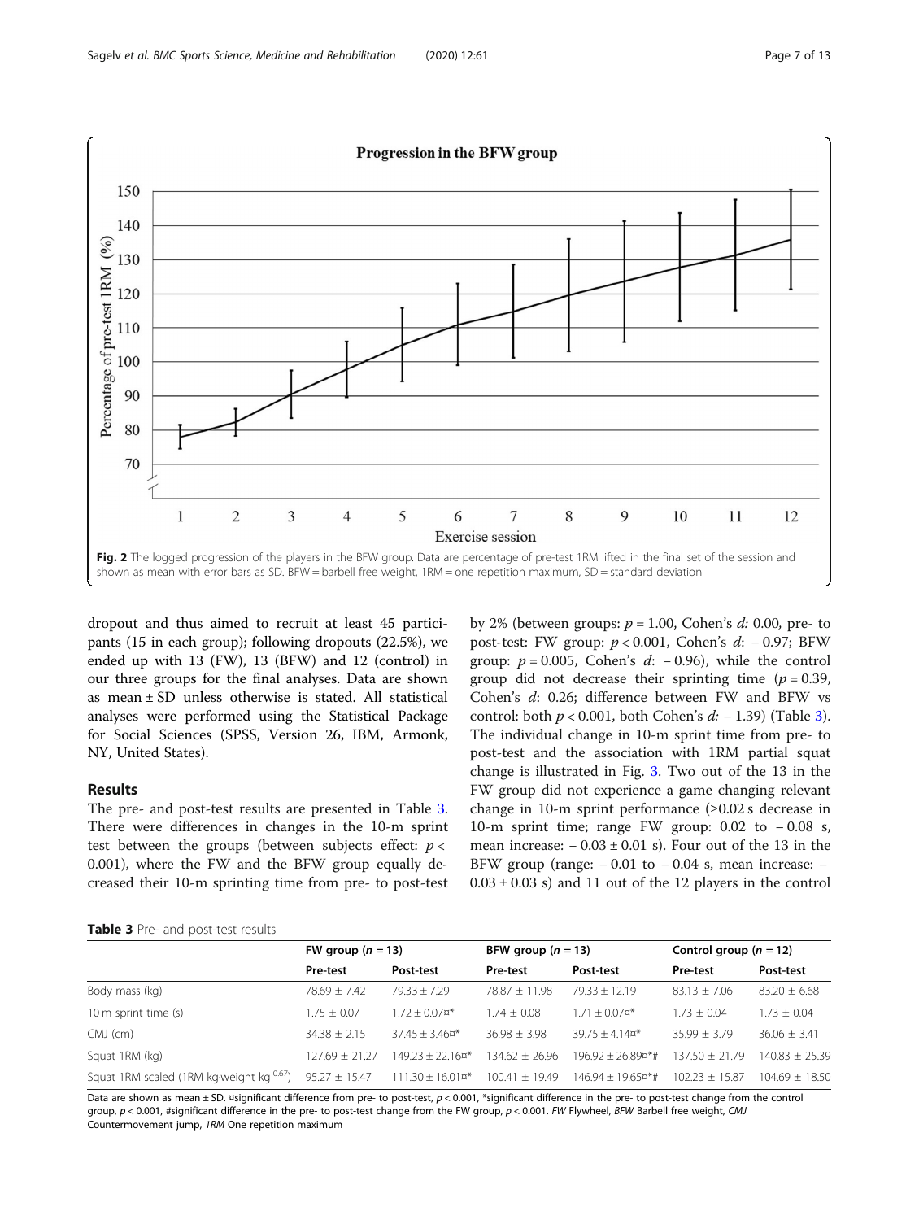**Fig. 2** The logged progression of the players in the BFW group. Data are percentage of pre-test 1RM lifted in the final set of the session and shown as mean with error bars as SD. BFW = barbell free weight, 1RM = one repetition maximum, SD = standard deviation

dropout and thus aimed to recruit at least 45 participants (15 in each group); following dropouts (22.5%), we ended up with 13 (FW), 13 (BFW) and 12 (control) in our three groups for the final analyses. Data are shown as mean ± SD unless otherwise is stated. All statistical analyses were performed using the Statistical Package for Social Sciences (SPSS, Version 26, IBM, Armonk, NY, United States).

## Results

The pre- and post-test results are presented in Table 3. There were differences in changes in the 10-m sprint test between the groups (between subjects effect: $p < 0.001$), where the FW and the BFW group equally decreased their 10-m sprinting time from pre- to post-test by 2% (between groups: $p = 1.00$, Cohen's $d$: 0.00, pre- to post-test: FW group: $p < 0.001$, Cohen's $d$: − 0.97; BFW group: $p = 0.005$, Cohen's $d$: − 0.96), while the control group did not decrease their sprinting time ($p = 0.39$, Cohen's $d$: 0.26; difference between FW and BFW vs control: both $p < 0.001$, both Cohen's $d$: − 1.39) (Table 3). The individual change in 10-m sprint time from pre- to post-test and the association with 1RM partial squat change is illustrated in Fig. 3. Two out of the 13 in the FW group did not experience a game changing relevant change in 10-m sprint performance (≥0.02 s decrease in 10-m sprint time; range FW group: 0.02 to − 0.08 s, mean increase: − 0.03 ± 0.01 s). Four out of the 13 in the BFW group (range: − 0.01 to − 0.04 s, mean increase: − 0.03 ± 0.03 s) and 11 out of the 12 players in the control

**Table 3** Pre- and post-test results

| | FW group ($n$ = 13) | | BFW group ($n$ = 13) | | Control group ($n$ = 12) | |
|---|---|---|---|---|---|---|
| | Pre-test | Post-test | Pre-test | Post-test | Pre-test | Post-test |
| Body mass (kg) | 78.69 ± 7.42 | 79.33 ± 7.29 | 78.87 ± 11.98 | 79.33 ± 12.19 | 83.13 ± 7.06 | 83.20 ± 6.68 |
| 10 m sprint time (s) | 1.75 ± 0.07 | 1.72 ± 0.07¤* | 1.74 ± 0.08 | 1.71 ± 0.07¤* | 1.73 ± 0.04 | 1.73 ± 0.04 |
| CMJ (cm) | 34.38 ± 2.15 | 37.45 ± 3.46¤* | 36.98 ± 3.98 | 39.75 ± 4.14¤* | 35.99 ± 3.79 | 36.06 ± 3.41 |
| Squat 1RM (kg) | 127.69 ± 21.27 | 149.23 ± 22.16¤* | 134.62 ± 26.96 | 196.92 ± 26.89¤*# | 137.50 ± 21.79 | 140.83 ± 25.39 |
| Squat 1RM scaled (1RM kg·weight $kg^{-0.67}$) | 95.27 ± 15.47 | 111.30 ± 16.01¤* | 100.41 ± 19.49 | 146.94 ± 19.65¤*# | 102.23 ± 15.87 | 104.69 ± 18.50 |

Data are shown as mean ± SD. ¤significant difference from pre- to post-test, $p < 0.001$, *significant difference in the pre- to post-test change from the control group, $p < 0.001$, #significant difference in the pre- to post-test change from the FW group, $p < 0.001$. *FW* Flywheel, *BFW* Barbell free weight, *CMJ* Countermovement jump, *1RM* One repetition maximum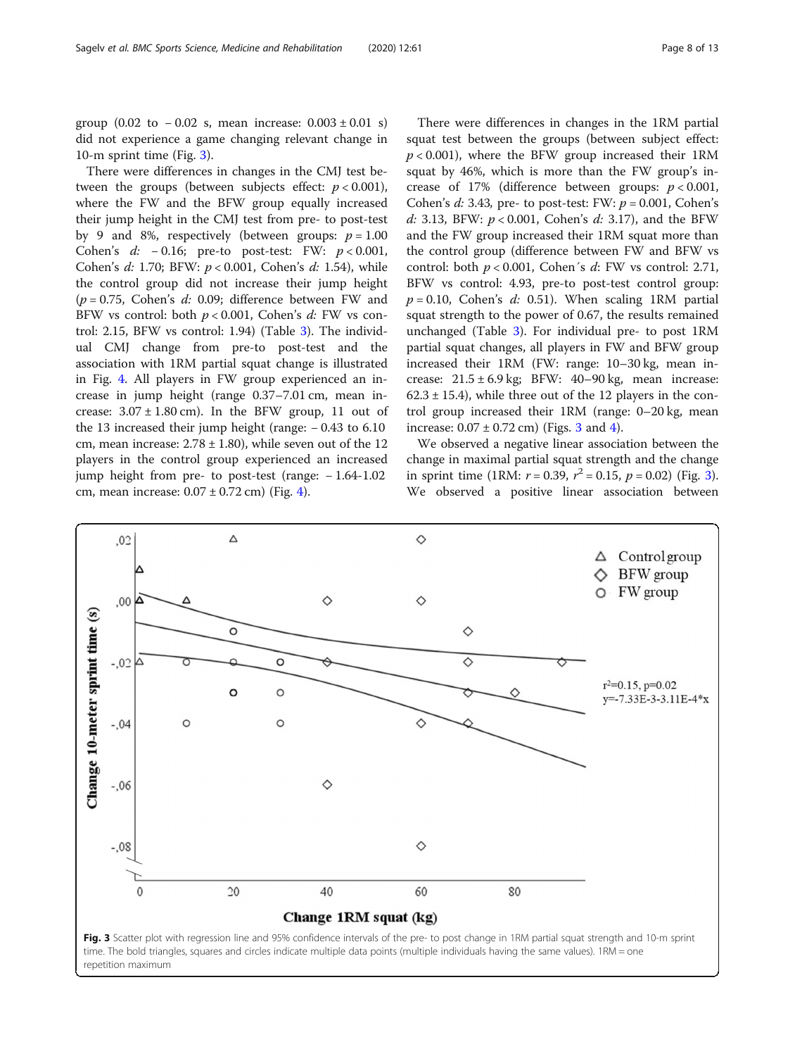group (0.02 to − 0.02 s, mean increase: 0.003 ± 0.01 s) did not experience a game changing relevant change in 10-m sprint time (Fig. 3).

There were differences in changes in the CMJ test between the groups (between subjects effect: $p < 0.001$), where the FW and the BFW group equally increased their jump height in the CMJ test from pre- to post-test by 9 and 8%, respectively (between groups: $p = 1.00$ Cohen's *d:* − 0.16; pre-to post-test: FW: $p < 0.001$, Cohen's *d:* 1.70; BFW: $p < 0.001$, Cohen's *d:* 1.54), while the control group did not increase their jump height ($p = 0.75$, Cohen's *d:* 0.09; difference between FW and BFW vs control: both $p < 0.001$, Cohen's *d:* FW vs control: 2.15, BFW vs control: 1.94) (Table 3). The individual CMJ change from pre-to post-test and the association with 1RM partial squat change is illustrated in Fig. 4. All players in FW group experienced an increase in jump height (range 0.37–7.01 cm, mean increase: 3.07 ± 1.80 cm). In the BFW group, 11 out of the 13 increased their jump height (range: − 0.43 to 6.10 cm, mean increase: 2.78 ± 1.80), while seven out of the 12 players in the control group experienced an increased jump height from pre- to post-test (range: − 1.64-1.02 cm, mean increase: 0.07 ± 0.72 cm) (Fig. 4).

There were differences in changes in the 1RM partial squat test between the groups (between subject effect: $p < 0.001$), where the BFW group increased their 1RM squat by 46%, which is more than the FW group's increase of 17% (difference between groups: $p < 0.001$, Cohen's *d:* 3.43, pre- to post-test: FW: $p = 0.001$, Cohen's *d:* 3.13, BFW: $p < 0.001$, Cohen's *d:* 3.17), and the BFW and the FW group increased their 1RM squat more than the control group (difference between FW and BFW vs control: both $p < 0.001$, Cohen´s *d*: FW vs control: 2.71, BFW vs control: 4.93, pre-to post-test control group: $p = 0.10$, Cohen's *d:* 0.51). When scaling 1RM partial squat strength to the power of 0.67, the results remained unchanged (Table 3). For individual pre- to post 1RM partial squat changes, all players in FW and BFW group increased their 1RM (FW: range: 10–30 kg, mean increase: 21.5 ± 6.9 kg; BFW: 40–90 kg, mean increase: 62.3 ± 15.4), while three out of the 12 players in the control group increased their 1RM (range: 0–20 kg, mean increase: 0.07 ± 0.72 cm) (Figs. 3 and 4).

We observed a negative linear association between the change in maximal partial squat strength and the change in sprint time (1RM: $r = 0.39$, $r^2 = 0.15$, $p = 0.02$) (Fig. 3). We observed a positive linear association between

**Fig. 3** Scatter plot with regression line and 95% confidence intervals of the pre- to post change in 1RM partial squat strength and 10-m sprint time. The bold triangles, squares and circles indicate multiple data points (multiple individuals having the same values). 1RM = one repetition maximum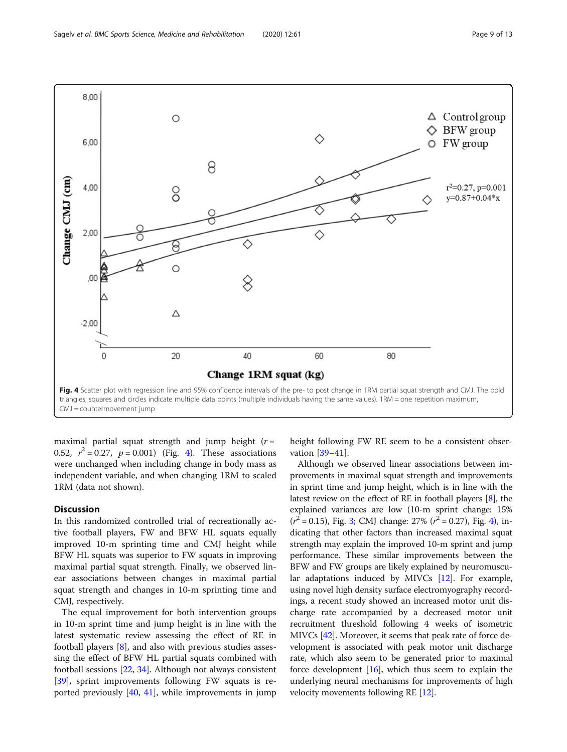Fig. 4 Scatter plot with regression line and 95% confidence intervals of the pre- to post change in 1RM partial squat strength and CMJ. The bold triangles, squares and circles indicate multiple data points (multiple individuals having the same values). 1RM = one repetition maximum, CMJ = countermovement jump

maximal partial squat strength and jump height ($r$ = 0.52, $r^2$ = 0.27, $p$ = 0.001) (Fig. 4). These associations were unchanged when including change in body mass as independent variable, and when changing 1RM to scaled 1RM (data not shown).

## Discussion

In this randomized controlled trial of recreationally active football players, FW and BFW HL squats equally improved 10-m sprinting time and CMJ height while BFW HL squats was superior to FW squats in improving maximal partial squat strength. Finally, we observed linear associations between changes in maximal partial squat strength and changes in 10-m sprinting time and CMJ, respectively.

The equal improvement for both intervention groups in 10-m sprint time and jump height is in line with the latest systematic review assessing the effect of RE in football players [8], and also with previous studies assessing the effect of BFW HL partial squats combined with football sessions [22, 34]. Although not always consistent [39], sprint improvements following FW squats is reported previously [40, 41], while improvements in jump height following FW RE seem to be a consistent observation [39–41].

Although we observed linear associations between improvements in maximal squat strength and improvements in sprint time and jump height, which is in line with the latest review on the effect of RE in football players [8], the explained variances are low (10-m sprint change: 15% ($r^2$ = 0.15), Fig. 3; CMJ change: 27% ($r^2$ = 0.27), Fig. 4), indicating that other factors than increased maximal squat strength may explain the improved 10-m sprint and jump performance. These similar improvements between the BFW and FW groups are likely explained by neuromuscular adaptations induced by MIVCs [12]. For example, using novel high density surface electromyography recordings, a recent study showed an increased motor unit discharge rate accompanied by a decreased motor unit recruitment threshold following 4 weeks of isometric MIVCs [42]. Moreover, it seems that peak rate of force development is associated with peak motor unit discharge rate, which also seem to be generated prior to maximal force development [16], which thus seem to explain the underlying neural mechanisms for improvements of high velocity movements following RE [12].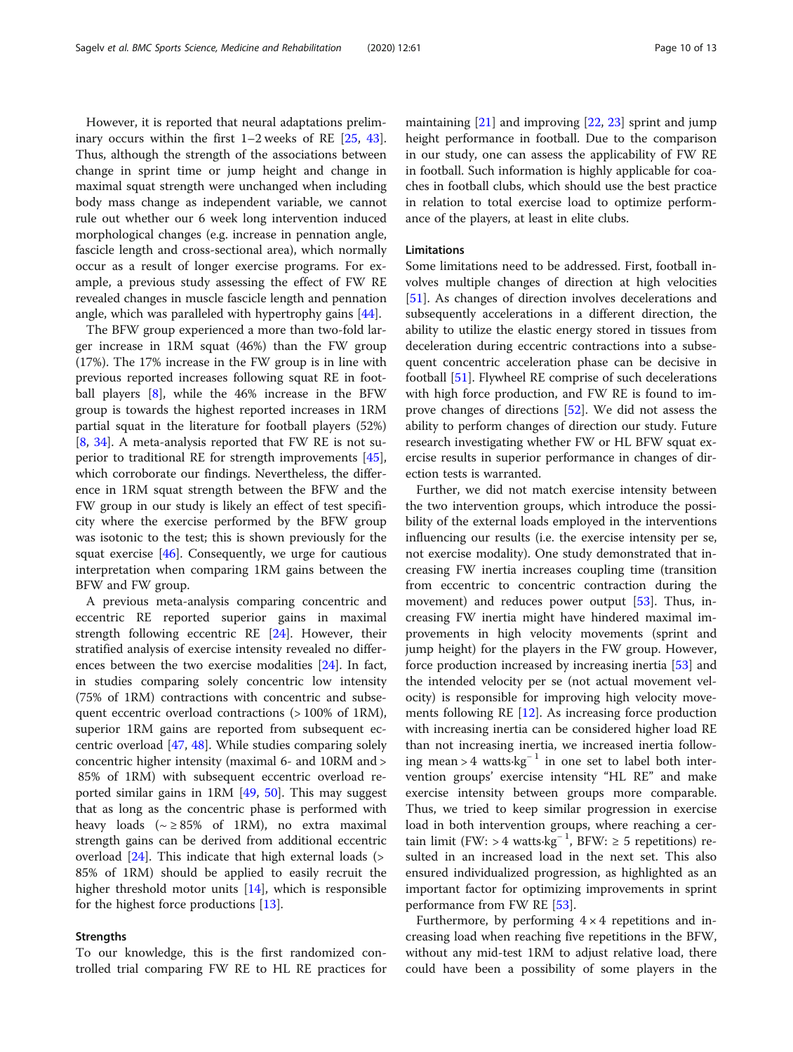However, it is reported that neural adaptations preliminary occurs within the first 1–2 weeks of RE [25, 43]. Thus, although the strength of the associations between change in sprint time or jump height and change in maximal squat strength were unchanged when including body mass change as independent variable, we cannot rule out whether our 6 week long intervention induced morphological changes (e.g. increase in pennation angle, fascicle length and cross-sectional area), which normally occur as a result of longer exercise programs. For example, a previous study assessing the effect of FW RE revealed changes in muscle fascicle length and pennation angle, which was paralleled with hypertrophy gains [44].

The BFW group experienced a more than two-fold larger increase in 1RM squat (46%) than the FW group (17%). The 17% increase in the FW group is in line with previous reported increases following squat RE in football players [8], while the 46% increase in the BFW group is towards the highest reported increases in 1RM partial squat in the literature for football players (52%) [8, 34]. A meta-analysis reported that FW RE is not superior to traditional RE for strength improvements [45], which corroborate our findings. Nevertheless, the difference in 1RM squat strength between the BFW and the FW group in our study is likely an effect of test specificity where the exercise performed by the BFW group was isotonic to the test; this is shown previously for the squat exercise [46]. Consequently, we urge for cautious interpretation when comparing 1RM gains between the BFW and FW group.

A previous meta-analysis comparing concentric and eccentric RE reported superior gains in maximal strength following eccentric RE [24]. However, their stratified analysis of exercise intensity revealed no differences between the two exercise modalities [24]. In fact, in studies comparing solely concentric low intensity (75% of 1RM) contractions with concentric and subsequent eccentric overload contractions (> 100% of 1RM), superior 1RM gains are reported from subsequent eccentric overload [47, 48]. While studies comparing solely concentric higher intensity (maximal 6- and 10RM and > 85% of 1RM) with subsequent eccentric overload reported similar gains in 1RM [49, 50]. This may suggest that as long as the concentric phase is performed with heavy loads (~ ≥ 85% of 1RM), no extra maximal strength gains can be derived from additional eccentric overload [24]. This indicate that high external loads (> 85% of 1RM) should be applied to easily recruit the higher threshold motor units [14], which is responsible for the highest force productions [13].

### Strengths

To our knowledge, this is the first randomized controlled trial comparing FW RE to HL RE practices for maintaining [21] and improving [22, 23] sprint and jump height performance in football. Due to the comparison in our study, one can assess the applicability of FW RE in football. Such information is highly applicable for coaches in football clubs, which should use the best practice in relation to total exercise load to optimize performance of the players, at least in elite clubs.

### Limitations

Some limitations need to be addressed. First, football involves multiple changes of direction at high velocities [51]. As changes of direction involves decelerations and subsequently accelerations in a different direction, the ability to utilize the elastic energy stored in tissues from deceleration during eccentric contractions into a subsequent concentric acceleration phase can be decisive in football [51]. Flywheel RE comprise of such decelerations with high force production, and FW RE is found to improve changes of directions [52]. We did not assess the ability to perform changes of direction our study. Future research investigating whether FW or HL BFW squat exercise results in superior performance in changes of direction tests is warranted.

Further, we did not match exercise intensity between the two intervention groups, which introduce the possibility of the external loads employed in the interventions influencing our results (i.e. the exercise intensity per se, not exercise modality). One study demonstrated that increasing FW inertia increases coupling time (transition from eccentric to concentric contraction during the movement) and reduces power output [53]. Thus, increasing FW inertia might have hindered maximal improvements in high velocity movements (sprint and jump height) for the players in the FW group. However, force production increased by increasing inertia [53] and the intended velocity per se (not actual movement velocity) is responsible for improving high velocity movements following RE [12]. As increasing force production with increasing inertia can be considered higher load RE than not increasing inertia, we increased inertia following mean > 4 watts·kg$^{-1}$ in one set to label both intervention groups' exercise intensity "HL RE" and make exercise intensity between groups more comparable. Thus, we tried to keep similar progression in exercise load in both intervention groups, where reaching a certain limit (FW: > 4 watts·kg$^{-1}$, BFW: ≥ 5 repetitions) resulted in an increased load in the next set. This also ensured individualized progression, as highlighted as an important factor for optimizing improvements in sprint performance from FW RE [53].

Furthermore, by performing 4 × 4 repetitions and increasing load when reaching five repetitions in the BFW, without any mid-test 1RM to adjust relative load, there could have been a possibility of some players in the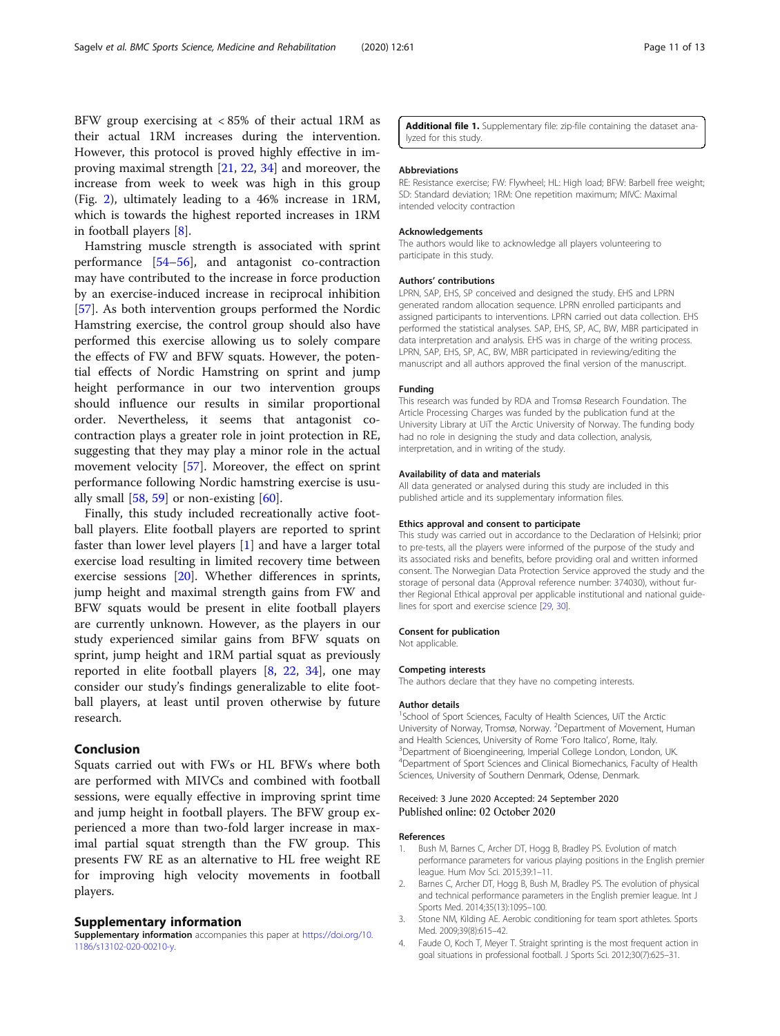BFW group exercising at < 85% of their actual 1RM as their actual 1RM increases during the intervention. However, this protocol is proved highly effective in improving maximal strength [21, 22, 34] and moreover, the increase from week to week was high in this group (Fig. 2), ultimately leading to a 46% increase in 1RM, which is towards the highest reported increases in 1RM in football players [8].

Hamstring muscle strength is associated with sprint performance [54–56], and antagonist co-contraction may have contributed to the increase in force production by an exercise-induced increase in reciprocal inhibition [57]. As both intervention groups performed the Nordic Hamstring exercise, the control group should also have performed this exercise allowing us to solely compare the effects of FW and BFW squats. However, the potential effects of Nordic Hamstring on sprint and jump height performance in our two intervention groups should influence our results in similar proportional order. Nevertheless, it seems that antagonist co-contraction plays a greater role in joint protection in RE, suggesting that they may play a minor role in the actual movement velocity [57]. Moreover, the effect on sprint performance following Nordic hamstring exercise is usually small [58, 59] or non-existing [60].

Finally, this study included recreationally active football players. Elite football players are reported to sprint faster than lower level players [1] and have a larger total exercise load resulting in limited recovery time between exercise sessions [20]. Whether differences in sprints, jump height and maximal strength gains from FW and BFW squats would be present in elite football players are currently unknown. However, as the players in our study experienced similar gains from BFW squats on sprint, jump height and 1RM partial squat as previously reported in elite football players [8, 22, 34], one may consider our study's findings generalizable to elite football players, at least until proven otherwise by future research.

## Conclusion

Squats carried out with FWs or HL BFWs where both are performed with MIVCs and combined with football sessions, were equally effective in improving sprint time and jump height in football players. The BFW group experienced a more than two-fold larger increase in maximal partial squat strength than the FW group. This presents FW RE as an alternative to HL free weight RE for improving high velocity movements in football players.

## Supplementary information

**Supplementary information** accompanies this paper at https://doi.org/10.1186/s13102-020-00210-y.

**Additional file 1.** Supplementary file: zip-file containing the dataset analyzed for this study.

### Abbreviations

RE: Resistance exercise; FW: Flywheel; HL: High load; BFW: Barbell free weight; SD: Standard deviation; 1RM: One repetition maximum; MIVC: Maximal intended velocity contraction

### Acknowledgements

The authors would like to acknowledge all players volunteering to participate in this study.

### Authors' contributions

LPRN, SAP, EHS, SP conceived and designed the study. EHS and LPRN generated random allocation sequence. LPRN enrolled participants and assigned participants to interventions. LPRN carried out data collection. EHS performed the statistical analyses. SAP, EHS, SP, AC, BW, MBR participated in data interpretation and analysis. EHS was in charge of the writing process. LPRN, SAP, EHS, SP, AC, BW, MBR participated in reviewing/editing the manuscript and all authors approved the final version of the manuscript.

### Funding

This research was funded by RDA and Tromsø Research Foundation. The Article Processing Charges was funded by the publication fund at the University Library at UiT the Arctic University of Norway. The funding body had no role in designing the study and data collection, analysis, interpretation, and in writing of the study.

### Availability of data and materials

All data generated or analysed during this study are included in this published article and its supplementary information files.

### Ethics approval and consent to participate

This study was carried out in accordance to the Declaration of Helsinki; prior to pre-tests, all the players were informed of the purpose of the study and its associated risks and benefits, before providing oral and written informed consent. The Norwegian Data Protection Service approved the study and the storage of personal data (Approval reference number: 374030), without further Regional Ethical approval per applicable institutional and national guidelines for sport and exercise science [29, 30].

### Consent for publication

Not applicable.

### Competing interests

The authors declare that they have no competing interests.

### Author details

[1]School of Sport Sciences, Faculty of Health Sciences, UiT the Arctic University of Norway, Tromsø, Norway. [2]Department of Movement, Human and Health Sciences, University of Rome 'Foro Italico', Rome, Italy. [3]Department of Bioengineering, Imperial College London, London, UK. [4]Department of Sport Sciences and Clinical Biomechanics, Faculty of Health Sciences, University of Southern Denmark, Odense, Denmark.

Received: 3 June 2020 Accepted: 24 September 2020
Published online: 02 October 2020

### References

1. Bush M, Barnes C, Archer DT, Hogg B, Bradley PS. Evolution of match performance parameters for various playing positions in the English premier league. Hum Mov Sci. 2015;39:1–11.
2. Barnes C, Archer DT, Hogg B, Bush M, Bradley PS. The evolution of physical and technical performance parameters in the English premier league. Int J Sports Med. 2014;35(13):1095–100.
3. Stone NM, Kilding AE. Aerobic conditioning for team sport athletes. Sports Med. 2009;39(8):615–42.
4. Faude O, Koch T, Meyer T. Straight sprinting is the most frequent action in goal situations in professional football. J Sports Sci. 2012;30(7):625–31.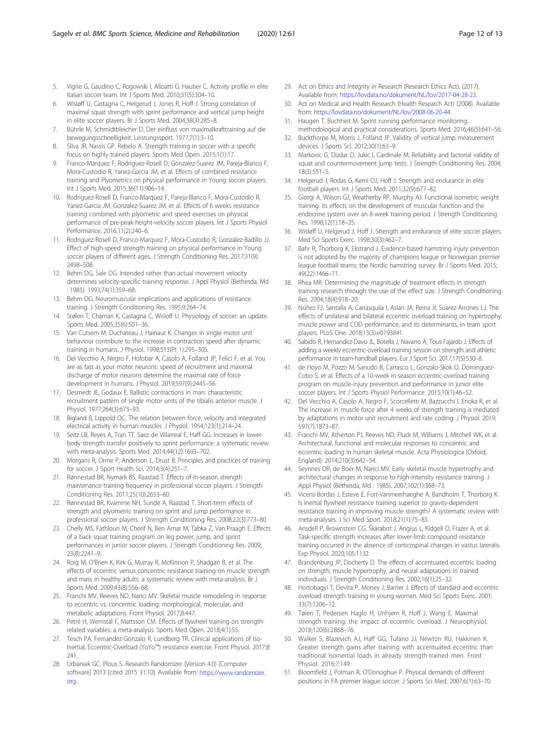5. Vigne G, Gaudino C, Rogowski I, Alloatti G, Hautier C. Activity profile in elite Italian soccer team. Int J Sports Med. 2010;31(5):304–10.
6. Wisløff U, Castagna C, Helgerud J, Jones R, Hoff J. Strong correlation of maximal squat strength with sprint performance and vertical jump height in elite soccer players. Br J Sports Med. 2004;38(3):285–8.
7. Bührle M, Schmidtbleicher D. Der einfluss von maximalkrafttraining auf die bewegungsschnelligkeit. Leistungssport. 1977;7(1):3–10.
8. Silva JR, Nassis GP, Rebelo A. Strength training in soccer with a specific focus on highly trained players. Sports Med Open. 2015;1(1):17.
9. Franco-Marquez F, Rodriguez-Rosell D, Gonzalez-Suarez JM, Pareja-Blanco F, Mora-Custodio R, Yanez-Garcia JM, et al. Effects of combined resistance training and Plyometrics on physical performance in Young soccer players. Int J Sports Med. 2015;36(11):906–14.
10. Rodriguez-Rosell D, Franco-Marquez F, Pareja-Blanco F, Mora-Custodio R, Yanez-Garcia JM, Gonzalez-Suarez JM, et al. Effects of 6 weeks resistance training combined with plyometric and speed exercises on physical performance of pre-peak-height-velocity soccer players. Int J Sports Physiol Performance. 2016;11(2):240–6.
11. Rodriguez-Rosell D, Franco-Marquez F, Mora-Custodio R, Gonzalez-Badillo JJ. Effect of high-speed strength training on physical performance in Young soccer players of different ages. J Strength Conditioning Res. 2017;31(9):2498–508.
12. Behm DG, Sale DG. Intended rather than actual movement velocity determines velocity-specific training response. J Appl Physiol (Bethesda, Md : 1985). 1993;74(1):359–68.
13. Behm DG. Neuromuscular implications and applications of resistance training. J Strength Conditioning Res. 1995;9:264–74.
14. Stølen T, Chamari K, Castagna C, Wisloff U. Physiology of soccer: an update. Sports Med. 2005;35(6):501–36.
15. Van Cutsem M, Duchateau J, Hainaut K. Changes in single motor unit behaviour contribute to the increase in contraction speed after dynamic training in humans. J Physiol. 1998;513(Pt 1):295–305.
16. Del Vecchio A, Negro F, Holobar A, Casolo A, Folland JP, Felici F, et al. You are as fast as your motor neurons: speed of recruitment and maximal discharge of motor neurons determine the maximal rate of force development in humans. J Physiol. 2019;597(9):2445–56.
17. Desmedt JE, Godaux E. Ballistic contractions in man: characteristic recruitment pattern of single motor units of the tibialis anterior muscle. J Physiol. 1977;264(3):673–93.
18. Bigland B, Lippold OC. The relation between force, velocity and integrated electrical activity in human muscles. J Physiol. 1954;123(1):214–24.
19. Seitz LB, Reyes A, Tran TT, Saez de Villarreal E, Haff GG. Increases in lower-body strength transfer positively to sprint performance: a systematic review with meta-analysis. Sports Med. 2014;44(12):1693–702.
20. Morgans R, Orme P, Anderson L, Drust B. Principles and practices of training for soccer. J Sport Health Sci. 2014;3(4):251–7.
21. Rønnestad BR, Nymark BS, Raastad T. Effects of in-season strength maintenance training frequency in professional soccer players. J Strength Conditioning Res. 2011;25(10):2653–60.
22. Rønnestad BR, Kvamme NH, Sunde A, Raastad T. Short-term effects of strength and plyometric training on sprint and jump performance in professional soccer players. J Strength Conditioning Res. 2008;22(3):773–80.
23. Chelly MS, Fathloun M, Cherif N, Ben Amar M, Tabka Z, Van Praagh E. Effects of a back squat training program on leg power, jump, and sprint performances in junior soccer players. J Strength Conditioning Res. 2009;23(8):2241–9.
24. Roig M, O'Brien K, Kirk G, Murray R, McKinnon P, Shadgan B, et al. The effects of eccentric versus concentric resistance training on muscle strength and mass in healthy adults: a systematic review with meta-analysis. Br J Sports Med. 2009;43(8):556–68.
25. Franchi MV, Reeves ND, Narici MV. Skeletal muscle remodeling in response to eccentric vs. concentric loading: morphological, molecular, and metabolic adaptations. Front Physiol. 2017;8:447.
26. Petré H, Wernstal F, Mattsson CM. Effects of flywheel training on strength-related variables: a meta-analysis. Sports Med Open. 2018;4(1):55.
27. Tesch PA, Fernandez-Gonzalo R, Lundberg TR. Clinical applications of Iso-Inertial, Eccentric-Overload (YoYo™) resistance exercise. Front Physiol. 2017;8:241.
28. Urbaniak GC, Plous S. Research Randomizer (Version 4.0) [Computer software] 2013 [cited 2015 31.10]. Available from: https://www.randomizer.org.
29. Act on Ethics and Integrity in Research (Research Ethics Act), (2017). Available from: https://lovdata.no/dokument/NL/lov/2017-04-28-23.
30. Act on Medical and Health Research (Health Research Act) (2008). Available from: https://lovdata.no/dokument/NL/lov/2008-06-20-44.
31. Haugen T, Buchheit M. Sprint running performance monitoring: methodological and practical considerations. Sports Med. 2016;46(5):641–56.
32. Buckthorpe M, Morris J, Folland JP. Validity of vertical jump measurement devices. J Sports Sci. 2012;30(1):63–9.
33. Markovic G, Dizdar D, Jukic I, Cardinale M. Reliability and factorial validity of squat and countermovement jump tests. J Strength Conditioning Res. 2004;18(3):551–5.
34. Helgerud J, Rodas G, Kemi OJ, Hoff J. Strength and endurance in elite football players. Int J Sports Med. 2011;32(9):677–82.
35. Giorgi A, Wilson GJ, Weatherby RP, Murphy AJ. Functional isometric weight training: its effects on the development of muscular function and the endocrine system over an 8-week training period. J Strength Conditioning Res. 1998;12(1):18–25.
36. Wisløff U, Helgerud J, Hoff J. Strength and endurance of elite soccer players. Med Sci Sports Exerc. 1998;30(3):462–7.
37. Bahr R, Thorborg K, Ekstrand J. Evidence-based hamstring injury prevention is not adopted by the majority of champions league or Norwegian premier league football teams: the Nordic hamstring survey. Br J Sports Med. 2015;49(22):1466–71.
38. Rhea MR. Determining the magnitude of treatment effects in strength training research through the use of the effect size. J Strength Conditioning Res. 2004;18(4):918–20.
39. Núñez FJ, Santalla A, Carrasquila I, Asian JA, Reina JI, Suarez-Arrones LJ. The effects of unilateral and bilateral eccentric overload training on hypertrophy, muscle power and COD performance, and its determinants, in team sport players. PLoS One. 2018;13(3):e0193841.
40. Sabido R, Hernandez-Davo JL, Botella J, Navarro A, Tous-Fajardo J. Effects of adding a weekly eccentric-overload training session on strength and athletic performance in team-handball players. Eur J Sport Sci. 2017;17(5):530–8.
41. de Hoyo M, Pozzo M, Sanudo B, Carrasco L, Gonzalo-Skok O, Dominguez-Cobo S, et al. Effects of a 10-week in-season eccentric-overload training program on muscle-injury prevention and performance in junior elite soccer players. Int J Sports Physiol Performance. 2015;10(1):46–52.
42. Del Vecchio A, Casolo A, Negro F, Scorcelletti M, Bazzucchi I, Enoka R, et al. The increase in muscle force after 4 weeks of strength training is mediated by adaptations in motor unit recruitment and rate coding. J Physiol. 2019;597(7):1873–87.
43. Franchi MV, Atherton PJ, Reeves ND, Fluck M, Williams J, Mitchell WK, et al. Architectural, functional and molecular responses to concentric and eccentric loading in human skeletal muscle. Acta Physiologica (Oxford, England). 2014;210(3):642–54.
44. Seynnes OR, de Boer M, Narici MV. Early skeletal muscle hypertrophy and architectural changes in response to high-intensity resistance training. J Appl Physiol (Bethesda, Md : 1985). 2007;102(1):368–73.
45. Vicens-Bordas J, Esteve E, Fort-Vanmeerhaeghe A, Bandholm T, Thorborg K. Is inertial flywheel resistance training superior to gravity-dependent resistance training in improving muscle strength? A systematic review with meta-analyses. J Sci Med Sport. 2018;21(1):75–83.
46. Ansdell P, Brownstein CG, Škarabot J, Angius L, Kidgell D, Frazer A, et al. Task-specific strength increases after lower-limb compound resistance training occurred in the absence of corticospinal changes in vastus lateralis. Exp Physiol. 2020;105:1132.
47. Brandenburg JP, Docherty D. The effects of accentuated eccentric loading on strength, muscle hypertrophy, and neural adaptations in trained individuals. J Strength Conditioning Res. 2002;16(1):25–32.
48. Hortobagyi T, Devita P, Money J, Barrier J. Effects of standard and eccentric overload strength training in young women. Med Sci Sports Exerc. 2001;33(7):1206–12.
49. Tøien T, Pedersen Haglo H, Unhjem R, Hoff J, Wang E. Maximal strength training: the impact of eccentric overload. J Neurophysiol. 2018;120(6):2868–76.
50. Walker S, Blazevich AJ, Haff GG, Tufano JJ, Newton RU, Hakkinen K. Greater strength gains after training with accentuated eccentric than traditional Isoinertial loads in already strength-trained men. Front Physiol. 2016;7:149.
51. Bloomfield J, Polman R, O'Donoghue P. Physical demands of different positions in FA premier league soccer. J Sports Sci Med. 2007;6(1):63–70.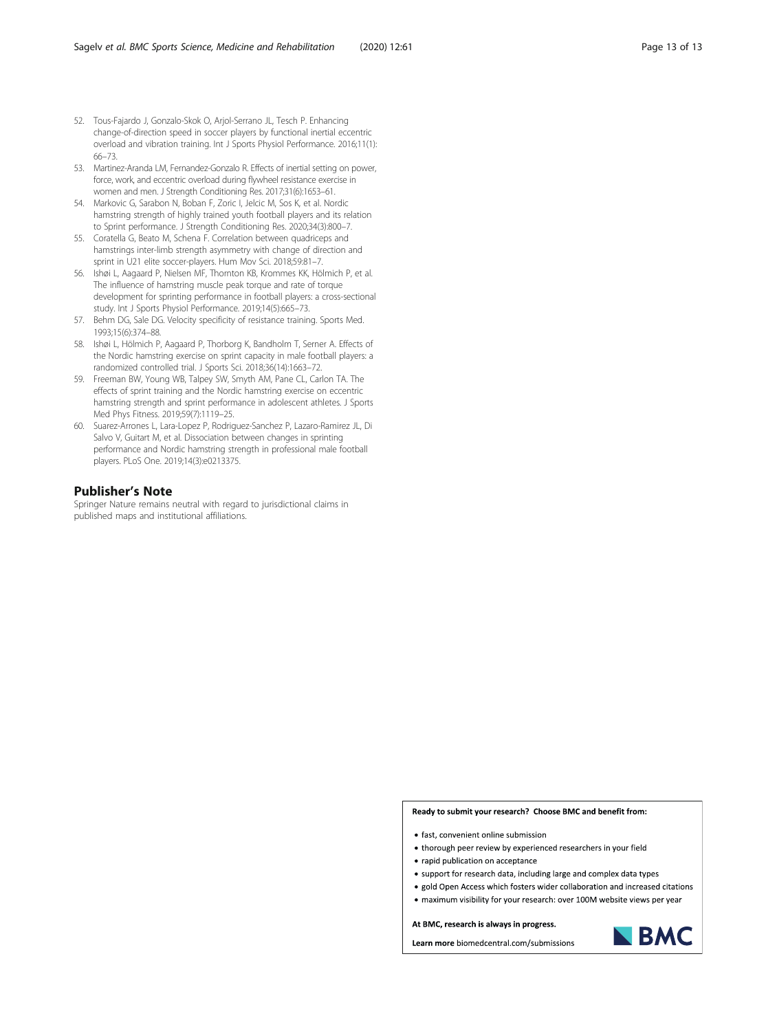52. Tous-Fajardo J, Gonzalo-Skok O, Arjol-Serrano JL, Tesch P. Enhancing change-of-direction speed in soccer players by functional inertial eccentric overload and vibration training. Int J Sports Physiol Performance. 2016;11(1): 66–73.
53. Martinez-Aranda LM, Fernandez-Gonzalo R. Effects of inertial setting on power, force, work, and eccentric overload during flywheel resistance exercise in women and men. J Strength Conditioning Res. 2017;31(6):1653–61.
54. Markovic G, Sarabon N, Boban F, Zoric I, Jelcic M, Sos K, et al. Nordic hamstring strength of highly trained youth football players and its relation to Sprint performance. J Strength Conditioning Res. 2020;34(3):800–7.
55. Coratella G, Beato M, Schena F. Correlation between quadriceps and hamstrings inter-limb strength asymmetry with change of direction and sprint in U21 elite soccer-players. Hum Mov Sci. 2018;59:81–7.
56. Ishøi L, Aagaard P, Nielsen MF, Thornton KB, Krommes KK, Hölmich P, et al. The influence of hamstring muscle peak torque and rate of torque development for sprinting performance in football players: a cross-sectional study. Int J Sports Physiol Performance. 2019;14(5):665–73.
57. Behm DG, Sale DG. Velocity specificity of resistance training. Sports Med. 1993;15(6):374–88.
58. Ishøi L, Hölmich P, Aagaard P, Thorborg K, Bandholm T, Serner A. Effects of the Nordic hamstring exercise on sprint capacity in male football players: a randomized controlled trial. J Sports Sci. 2018;36(14):1663–72.
59. Freeman BW, Young WB, Talpey SW, Smyth AM, Pane CL, Carlon TA. The effects of sprint training and the Nordic hamstring exercise on eccentric hamstring strength and sprint performance in adolescent athletes. J Sports Med Phys Fitness. 2019;59(7):1119–25.
60. Suarez-Arrones L, Lara-Lopez P, Rodriguez-Sanchez P, Lazaro-Ramirez JL, Di Salvo V, Guitart M, et al. Dissociation between changes in sprinting performance and Nordic hamstring strength in professional male football players. PLoS One. 2019;14(3):e0213375.

## Publisher's Note

Springer Nature remains neutral with regard to jurisdictional claims in published maps and institutional affiliations.

**Ready to submit your research? Choose BMC and benefit from:**

- fast, convenient online submission
- thorough peer review by experienced researchers in your field
- rapid publication on acceptance
- support for research data, including large and complex data types
- gold Open Access which fosters wider collaboration and increased citations
- maximum visibility for your research: over 100M website views per year

**At BMC, research is always in progress.**

**Learn more** biomedcentral.com/submissions

BMC